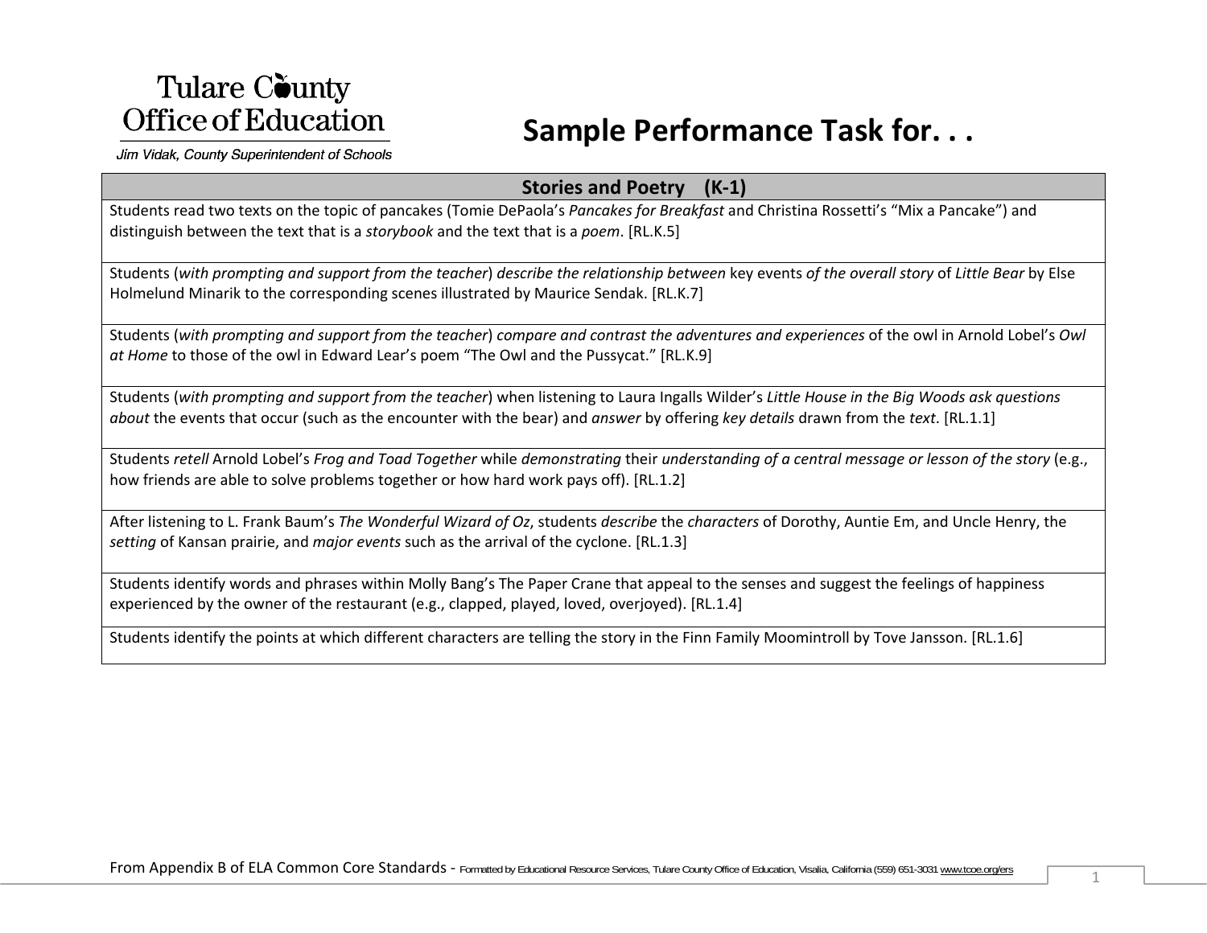Tulare County
Office of Education
*Jim Vidak, County Superintendent of Schools*

# Sample Performance Task for. . .

| **Stories and Poetry (K-1)** |
|---|
| Students read two texts on the topic of pancakes (Tomie DePaola's *Pancakes for Breakfast* and Christina Rossetti's "Mix a Pancake") and distinguish between the text that is a *storybook* and the text that is a *poem*. [RL.K.5] |
| Students (*with prompting and support from the teacher*) *describe the relationship between* key events *of the overall story* of *Little Bear* by Else Holmelund Minarik to the corresponding scenes illustrated by Maurice Sendak. [RL.K.7] |
| Students (*with prompting and support from the teacher*) *compare and contrast the adventures and experiences* of the owl in Arnold Lobel's *Owl at Home* to those of the owl in Edward Lear's poem "The Owl and the Pussycat." [RL.K.9] |
| Students (*with prompting and support from the teacher*) when listening to Laura Ingalls Wilder's *Little House in the Big Woods ask questions about* the events that occur (such as the encounter with the bear) and *answer* by offering *key details* drawn from the *text*. [RL.1.1] |
| Students *retell* Arnold Lobel's *Frog and Toad Together* while *demonstrating* their *understanding of a central message or lesson of the story* (e.g., how friends are able to solve problems together or how hard work pays off). [RL.1.2] |
| After listening to L. Frank Baum's *The Wonderful Wizard of Oz*, students *describe* the *characters* of Dorothy, Auntie Em, and Uncle Henry, the *setting* of Kansan prairie, and *major events* such as the arrival of the cyclone. [RL.1.3] |
| Students identify words and phrases within Molly Bang's The Paper Crane that appeal to the senses and suggest the feelings of happiness experienced by the owner of the restaurant (e.g., clapped, played, loved, overjoyed). [RL.1.4] |
| Students identify the points at which different characters are telling the story in the Finn Family Moomintroll by Tove Jansson. [RL.1.6] |

From Appendix B of ELA Common Core Standards - Formatted by Educational Resource Services, Tulare County Office of Education, Visalia, California (559) 651-3031 www.tcoe.org/ers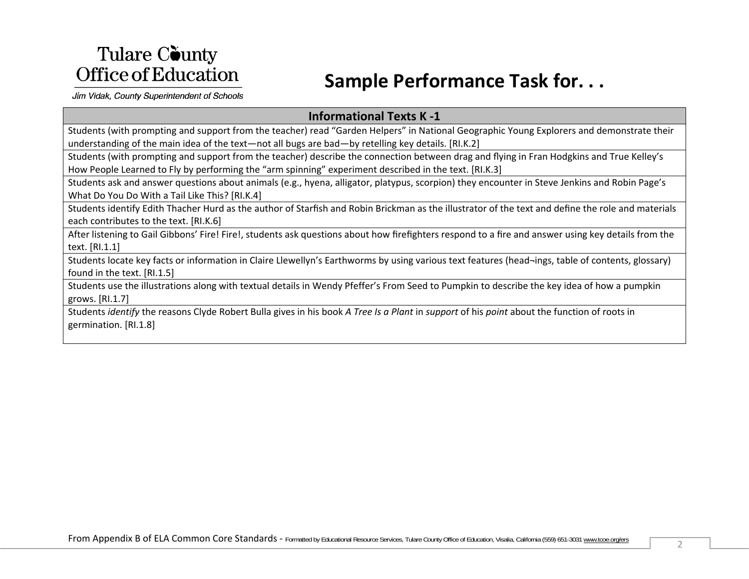Tulare County
Office of Education

*Jim Vidak, County Superintendent of Schools*

# Sample Performance Task for. . .

| Informational Texts K -1 |
|---|
| Students (with prompting and support from the teacher) read "Garden Helpers" in National Geographic Young Explorers and demonstrate their understanding of the main idea of the text—not all bugs are bad—by retelling key details. [RI.K.2] |
| Students (with prompting and support from the teacher) describe the connection between drag and flying in Fran Hodgkins and True Kelley's How People Learned to Fly by performing the "arm spinning" experiment described in the text. [RI.K.3] |
| Students ask and answer questions about animals (e.g., hyena, alligator, platypus, scorpion) they encounter in Steve Jenkins and Robin Page's What Do You Do With a Tail Like This? [RI.K.4] |
| Students identify Edith Thacher Hurd as the author of Starfish and Robin Brickman as the illustrator of the text and define the role and materials each contributes to the text. [RI.K.6] |
| After listening to Gail Gibbons' Fire! Fire!, students ask questions about how firefighters respond to a fire and answer using key details from the text. [RI.1.1] |
| Students locate key facts or information in Claire Llewellyn's Earthworms by using various text features (head¬ings, table of contents, glossary) found in the text. [RI.1.5] |
| Students use the illustrations along with textual details in Wendy Pfeffer's From Seed to Pumpkin to describe the key idea of how a pumpkin grows. [RI.1.7] |
| Students *identify* the reasons Clyde Robert Bulla gives in his book *A Tree Is a Plant* in *support* of his *point* about the function of roots in germination. [RI.1.8] |

From Appendix B of ELA Common Core Standards - Formatted by Educational Resource Services, Tulare County Office of Education, Visalia, California (559) 651-3031 www.tcoe.org/ers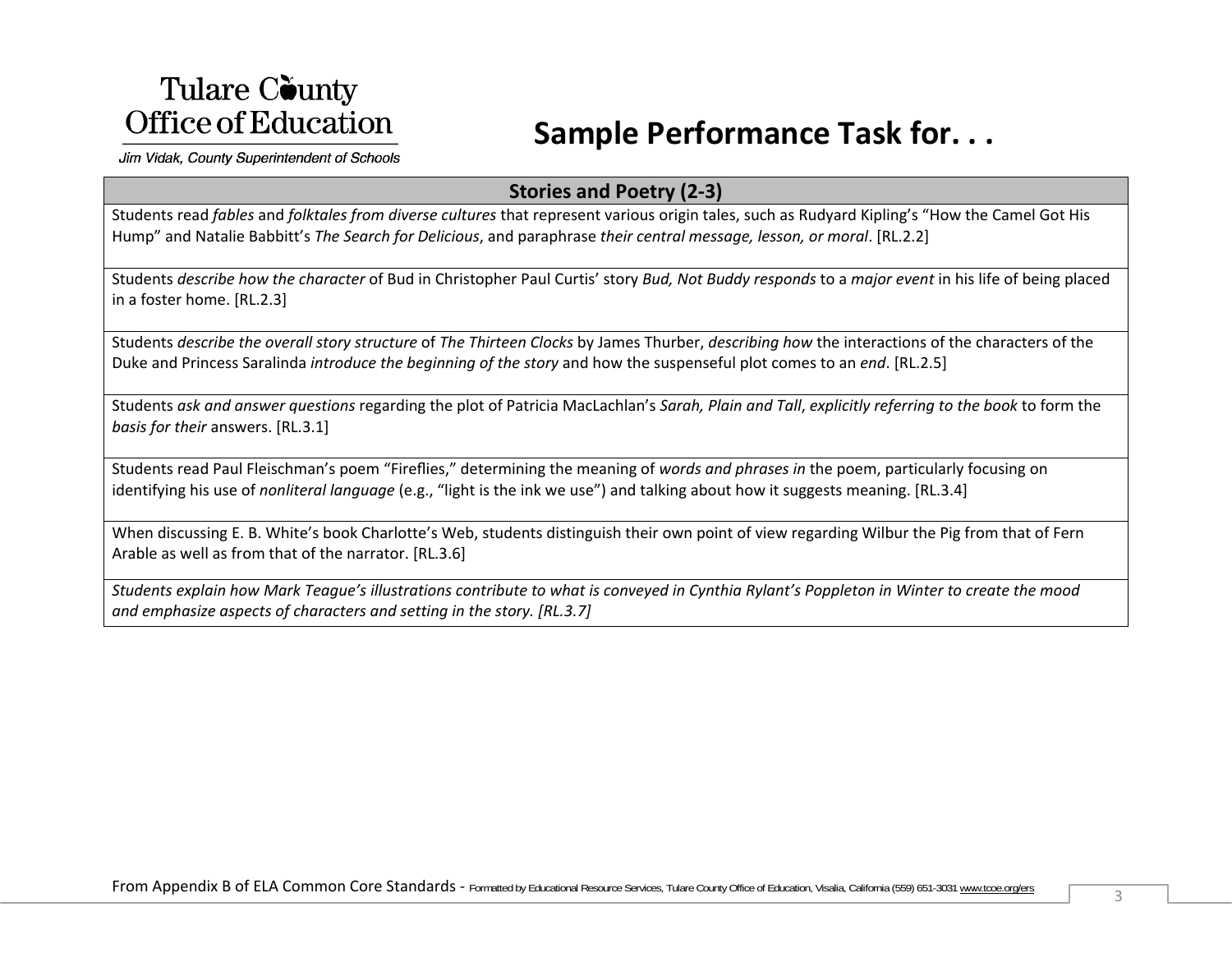Tulare County Office of Education

Jim Vidak, County Superintendent of Schools

# Sample Performance Task for. . .

| Stories and Poetry (2-3) |
| --- |
| Students read *fables* and *folktales from diverse cultures* that represent various origin tales, such as Rudyard Kipling's "How the Camel Got His Hump" and Natalie Babbitt's *The Search for Delicious*, and paraphrase *their central message, lesson, or moral*. [RL.2.2] |
| Students *describe how the character* of Bud in Christopher Paul Curtis' story *Bud, Not Buddy responds* to a *major event* in his life of being placed in a foster home. [RL.2.3] |
| Students *describe the overall story structure* of *The Thirteen Clocks* by James Thurber, *describing how* the interactions of the characters of the Duke and Princess Saralinda *introduce the beginning of the story* and how the suspenseful plot comes to an *end*. [RL.2.5] |
| Students *ask and answer questions* regarding the plot of Patricia MacLachlan's *Sarah, Plain and Tall*, *explicitly referring to the book* to form the *basis for their* answers. [RL.3.1] |
| Students read Paul Fleischman's poem "Fireflies," determining the meaning of *words and phrases in* the poem, particularly focusing on identifying his use of *nonliteral language* (e.g., "light is the ink we use") and talking about how it suggests meaning. [RL.3.4] |
| When discussing E. B. White's book Charlotte's Web, students distinguish their own point of view regarding Wilbur the Pig from that of Fern Arable as well as from that of the narrator. [RL.3.6] |
| *Students explain how Mark Teague's illustrations contribute to what is conveyed in Cynthia Rylant's Poppleton in Winter to create the mood and emphasize aspects of characters and setting in the story. [RL.3.7]* |

From Appendix B of ELA Common Core Standards - Formatted by Educational Resource Services, Tulare County Office of Education, Visalia, California (559) 651-3031 www.tcoe.org/ers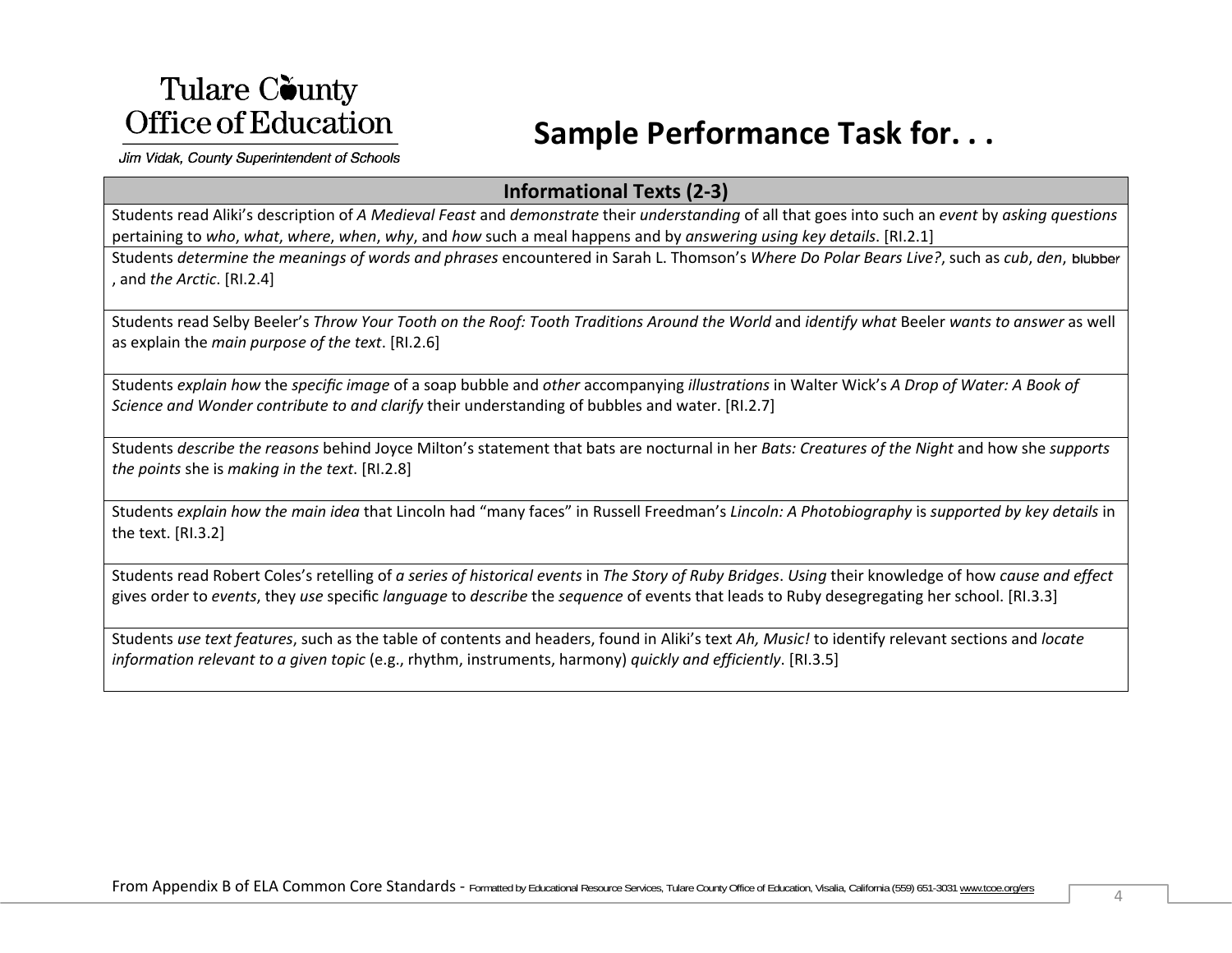Tulare County Office of Education

Jim Vidak, County Superintendent of Schools

# Sample Performance Task for. . .

| Informational Texts (2-3) |
|---|
| Students read Aliki's description of *A Medieval Feast* and *demonstrate* their *understanding* of all that goes into such an *event* by *asking questions* pertaining to *who*, *what*, *where*, *when*, *why*, and *how* such a meal happens and by *answering using key details*. [RI.2.1] |
| Students *determine the meanings of words and phrases* encountered in Sarah L. Thomson's *Where Do Polar Bears Live?*, such as *cub*, *den*, blubber, and *the Arctic*. [RI.2.4] |
| Students read Selby Beeler's *Throw Your Tooth on the Roof: Tooth Traditions Around the World* and *identify what* Beeler *wants to answer* as well as explain the *main purpose of the text*. [RI.2.6] |
| Students *explain how* the *specific image* of a soap bubble and *other* accompanying *illustrations* in Walter Wick's *A Drop of Water: A Book of Science and Wonder contribute to and clarify* their understanding of bubbles and water. [RI.2.7] |
| Students *describe the reasons* behind Joyce Milton's statement that bats are nocturnal in her *Bats: Creatures of the Night* and how she *supports the points* she is *making in the text*. [RI.2.8] |
| Students *explain how the main idea* that Lincoln had "many faces" in Russell Freedman's *Lincoln: A Photobiography* is *supported by key details* in the text. [RI.3.2] |
| Students read Robert Coles's retelling of *a series of historical events* in *The Story of Ruby Bridges*. *Using* their knowledge of how *cause and effect* gives order to *events*, they *use* specific *language* to *describe* the *sequence* of events that leads to Ruby desegregating her school. [RI.3.3] |
| Students *use text features*, such as the table of contents and headers, found in Aliki's text *Ah, Music!* to identify relevant sections and *locate information relevant to a given topic* (e.g., rhythm, instruments, harmony) *quickly and efficiently*. [RI.3.5] |

From Appendix B of ELA Common Core Standards - Formatted by Educational Resource Services, Tulare County Office of Education, Visalia, California (559) 651-3031 www.tcoe.org/ers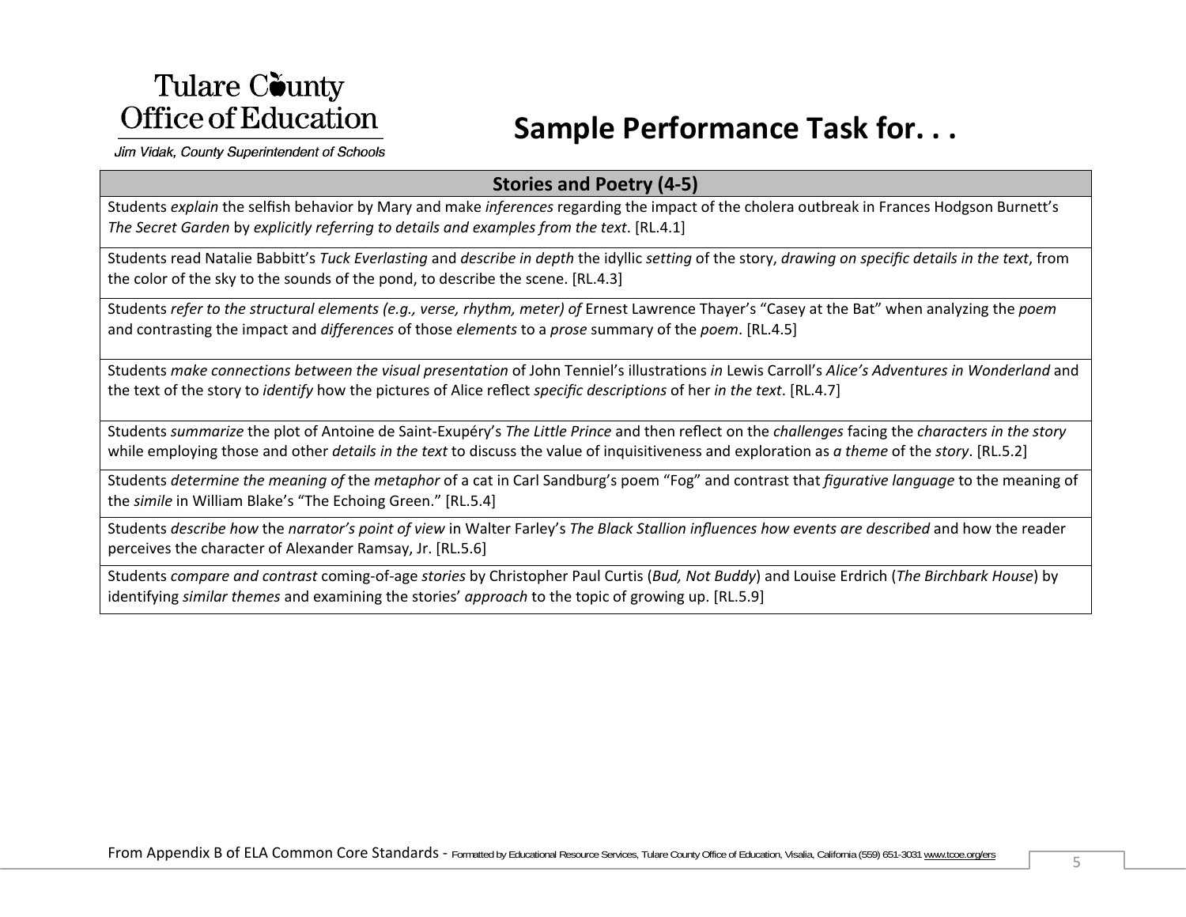Tulare County Office of Education

Jim Vidak, County Superintendent of Schools

# Sample Performance Task for. . .

| Stories and Poetry (4-5) |
|---|
| Students *explain* the selfish behavior by Mary and make *inferences* regarding the impact of the cholera outbreak in Frances Hodgson Burnett's *The Secret Garden* by *explicitly referring to details and examples from the text*. [RL.4.1] |
| Students read Natalie Babbitt's *Tuck Everlasting* and *describe in depth* the idyllic *setting* of the story, *drawing on specific details in the text*, from the color of the sky to the sounds of the pond, to describe the scene. [RL.4.3] |
| Students *refer to the structural elements (e.g., verse, rhythm, meter) of* Ernest Lawrence Thayer's "Casey at the Bat" when analyzing the *poem* and contrasting the impact and *differences* of those *elements* to a *prose* summary of the *poem*. [RL.4.5] |
| Students *make connections between the visual presentation* of John Tenniel's illustrations *in* Lewis Carroll's *Alice's Adventures in Wonderland* and the text of the story to *identify* how the pictures of Alice reflect *specific descriptions* of her *in the text*. [RL.4.7] |
| Students *summarize* the plot of Antoine de Saint-Exupéry's *The Little Prince* and then reflect on the *challenges* facing the *characters in the story* while employing those and other *details in the text* to discuss the value of inquisitiveness and exploration as *a theme* of the *story*. [RL.5.2] |
| Students *determine the meaning of* the *metaphor* of a cat in Carl Sandburg's poem "Fog" and contrast that *figurative language* to the meaning of the *simile* in William Blake's "The Echoing Green." [RL.5.4] |
| Students *describe how* the *narrator's point of view* in Walter Farley's *The Black Stallion influences how events are described* and how the reader perceives the character of Alexander Ramsay, Jr. [RL.5.6] |
| Students *compare and contrast* coming-of-age *stories* by Christopher Paul Curtis (*Bud, Not Buddy*) and Louise Erdrich (*The Birchbark House*) by identifying *similar themes* and examining the stories' *approach* to the topic of growing up. [RL.5.9] |

From Appendix B of ELA Common Core Standards - Formatted by Educational Resource Services, Tulare County Office of Education, Visalia, California (559) 651-3031 www.tcoe.org/ers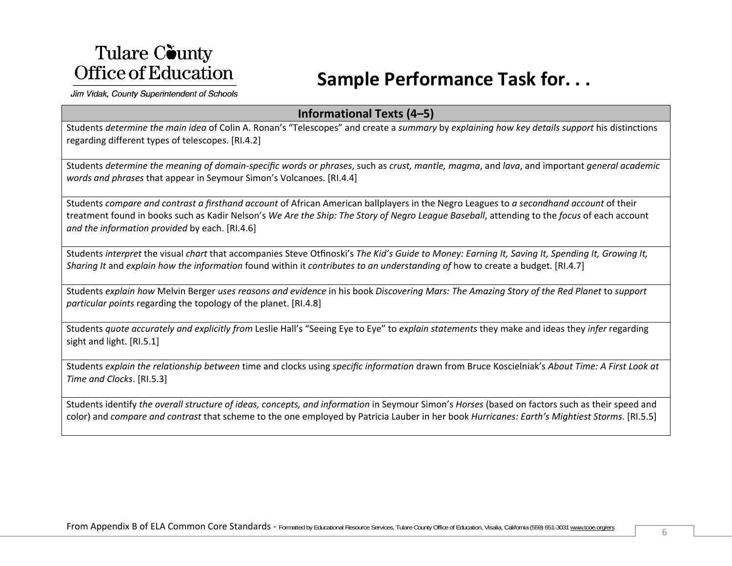Tulare County Office of Education

Jim Vidak, County Superintendent of Schools

# Sample Performance Task for. . .

| Informational Texts (4–5) |
| --- |
| Students *determine the main idea* of Colin A. Ronan's "Telescopes" and create a *summary* by *explaining how key details support* his distinctions regarding different types of telescopes. [RI.4.2] |
| Students *determine the meaning of domain-specific words or phrases*, such as *crust, mantle, magma*, and *lava*, and important *general academic words and phrases* that appear in Seymour Simon's Volcanoes. [RI.4.4] |
| Students *compare and contrast a firsthand account* of African American ballplayers in the Negro Leagues to *a secondhand account* of their treatment found in books such as Kadir Nelson's *We Are the Ship: The Story of Negro League Baseball*, attending to the *focus* of each account *and the information provided* by each. [RI.4.6] |
| Students *interpret* the visual *chart* that accompanies Steve Otfinoski's *The Kid's Guide to Money: Earning It, Saving It, Spending It, Growing It, Sharing It* and *explain how the information* found within it *contributes to an understanding of* how to create a budget. [RI.4.7] |
| Students *explain how* Melvin Berger *uses reasons and evidence* in his book *Discovering Mars: The Amazing Story of the Red Planet* to *support particular points* regarding the topology of the planet. [RI.4.8] |
| Students *quote accurately and explicitly from* Leslie Hall's "Seeing Eye to Eye" to *explain statements* they make and ideas they *infer* regarding sight and light. [RI.5.1] |
| Students *explain the relationship between* time and clocks using *specific information* drawn from Bruce Koscielniak's *About Time: A First Look at Time and Clocks*. [RI.5.3] |
| Students identify *the overall structure of ideas, concepts, and information* in Seymour Simon's *Horses* (based on factors such as their speed and color) and *compare and contrast* that scheme to the one employed by Patricia Lauber in her book *Hurricanes: Earth's Mightiest Storms*. [RI.5.5] |

From Appendix B of ELA Common Core Standards - Formatted by Educational Resource Services, Tulare County Office of Education, Visalia, California (559) 651-3031 www.tcoe.org/ers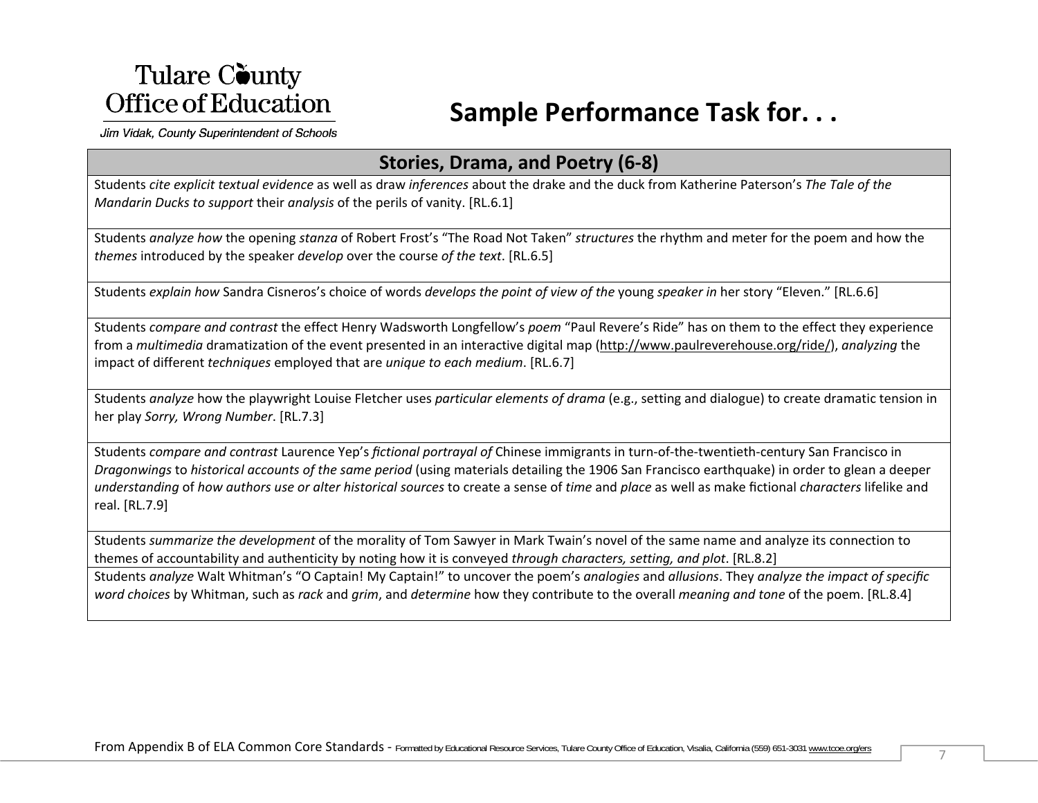Tulare County Office of Education

Jim Vidak, County Superintendent of Schools

# Sample Performance Task for. . .

| Stories, Drama, and Poetry (6-8) |
|---|
| Students *cite explicit textual evidence* as well as draw *inferences* about the drake and the duck from Katherine Paterson's *The Tale of the Mandarin Ducks to support* their *analysis* of the perils of vanity. [RL.6.1] |
| Students *analyze how* the opening *stanza* of Robert Frost's "The Road Not Taken" *structures* the rhythm and meter for the poem and how the *themes* introduced by the speaker *develop* over the course *of the text*. [RL.6.5] |
| Students *explain how* Sandra Cisneros's choice of words *develops the point of view of the* young *speaker in* her story "Eleven." [RL.6.6] |
| Students *compare and contrast* the effect Henry Wadsworth Longfellow's *poem* "Paul Revere's Ride" has on them to the effect they experience from a *multimedia* dramatization of the event presented in an interactive digital map (http://www.paulreverehouse.org/ride/), *analyzing* the impact of different *techniques* employed that are *unique to each medium*. [RL.6.7] |
| Students *analyze* how the playwright Louise Fletcher uses *particular elements of drama* (e.g., setting and dialogue) to create dramatic tension in her play *Sorry, Wrong Number*. [RL.7.3] |
| Students *compare and contrast* Laurence Yep's *fictional portrayal of* Chinese immigrants in turn-of-the-twentieth-century San Francisco in *Dragonwings* to *historical accounts of the same period* (using materials detailing the 1906 San Francisco earthquake) in order to glean a deeper *understanding* of *how authors use or alter historical sources* to create a sense of *time* and *place* as well as make fictional *characters* lifelike and real. [RL.7.9] |
| Students *summarize the development* of the morality of Tom Sawyer in Mark Twain's novel of the same name and analyze its connection to themes of accountability and authenticity by noting how it is conveyed *through characters, setting, and plot*. [RL.8.2] |
| Students *analyze* Walt Whitman's "O Captain! My Captain!" to uncover the poem's *analogies* and *allusions*. They *analyze the impact of specific word choices* by Whitman, such as *rack* and *grim*, and *determine* how they contribute to the overall *meaning and tone* of the poem. [RL.8.4] |

From Appendix B of ELA Common Core Standards - Formatted by Educational Resource Services, Tulare County Office of Education, Visalia, California (559) 651-3031 www.tcoe.org/ers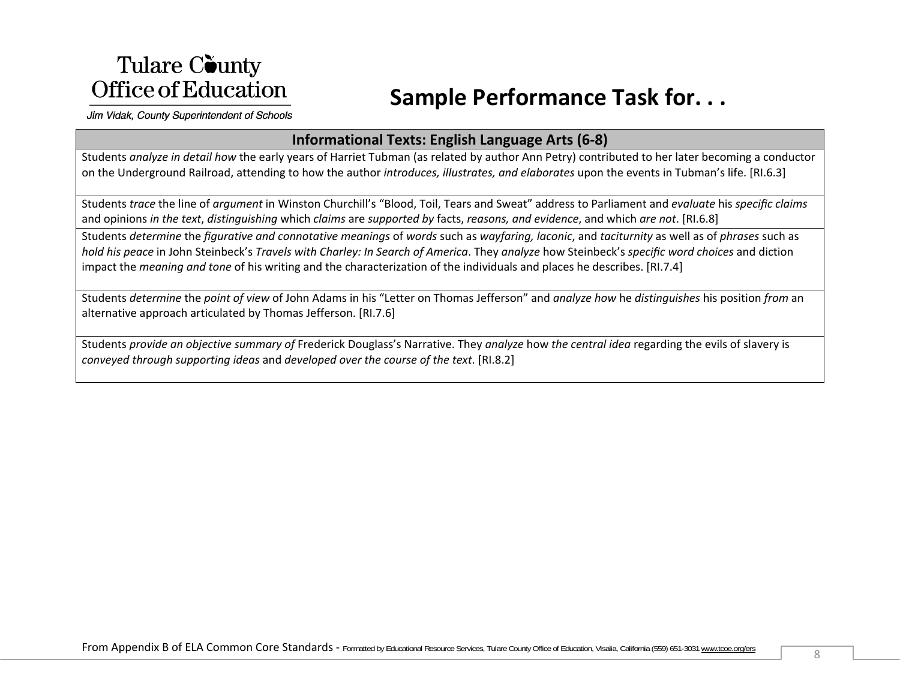Tulare County
Office of Education

*Jim Vidak, County Superintendent of Schools*

# Sample Performance Task for. . .

| Informational Texts: English Language Arts (6-8) |
|---|
| Students *analyze in detail how* the early years of Harriet Tubman (as related by author Ann Petry) contributed to her later becoming a conductor on the Underground Railroad, attending to how the author *introduces, illustrates, and elaborates* upon the events in Tubman's life. [RI.6.3] |
| Students *trace* the line of *argument* in Winston Churchill's "Blood, Toil, Tears and Sweat" address to Parliament and *evaluate* his *specific claims* and opinions *in the text*, *distinguishing* which *claims* are *supported by* facts, *reasons, and evidence*, and which *are not*. [RI.6.8] |
| Students *determine* the *figurative and connotative meanings* of *words* such as *wayfaring, laconic*, and *taciturnity* as well as of *phrases* such as *hold his peace* in John Steinbeck's *Travels with Charley: In Search of America*. They *analyze* how Steinbeck's *specific word choices* and diction impact the *meaning and tone* of his writing and the characterization of the individuals and places he describes. [RI.7.4] |
| Students *determine* the *point of view* of John Adams in his "Letter on Thomas Jefferson" and *analyze how* he *distinguishes* his position *from* an alternative approach articulated by Thomas Jefferson. [RI.7.6] |
| Students *provide an objective summary of* Frederick Douglass's Narrative. They *analyze* how *the central idea* regarding the evils of slavery is *conveyed through supporting ideas* and *developed over the course of the text*. [RI.8.2] |

From Appendix B of ELA Common Core Standards - Formatted by Educational Resource Services, Tulare County Office of Education, Visalia, California (559) 651-3031 www.tcoe.org/ers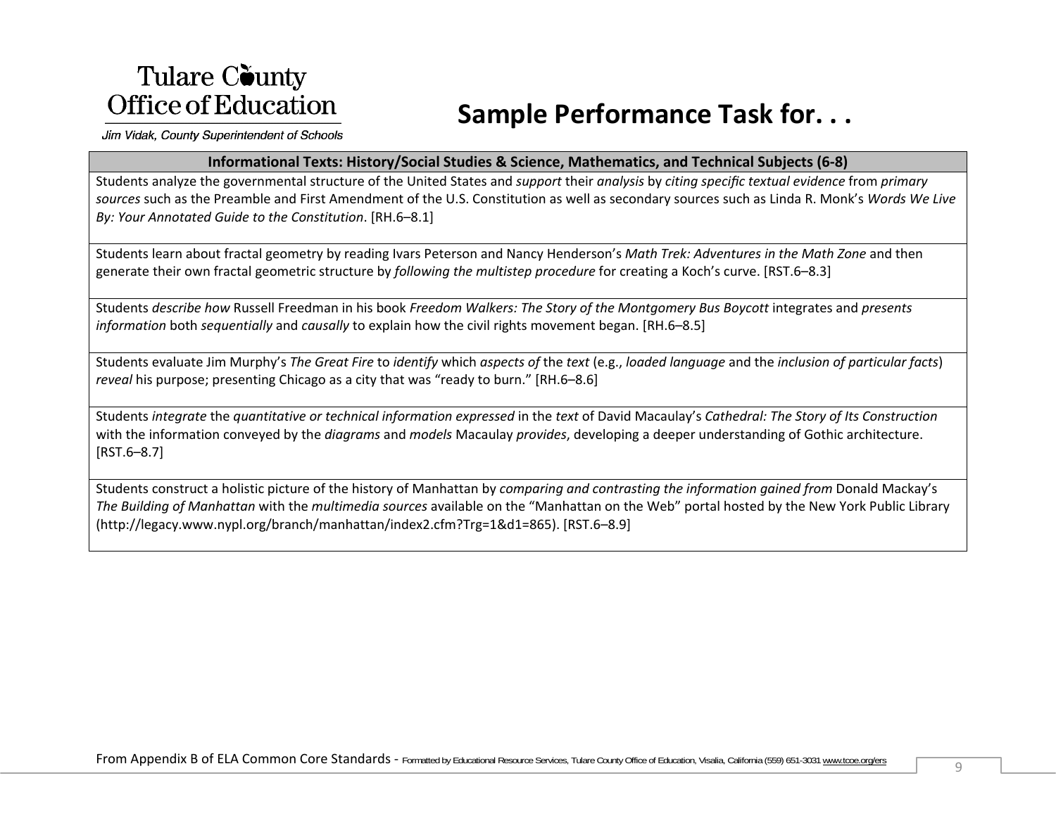Tulare County
Office of Education

*Jim Vidak, County Superintendent of Schools*

# Sample Performance Task for. . .

| Informational Texts: History/Social Studies & Science, Mathematics, and Technical Subjects (6-8) |
|---|
| Students analyze the governmental structure of the United States and *support* their *analysis* by *citing specific textual evidence* from *primary sources* such as the Preamble and First Amendment of the U.S. Constitution as well as secondary sources such as Linda R. Monk's *Words We Live By: Your Annotated Guide to the Constitution*. [RH.6–8.1] |
| Students learn about fractal geometry by reading Ivars Peterson and Nancy Henderson's *Math Trek: Adventures in the Math Zone* and then generate their own fractal geometric structure by *following the multistep procedure* for creating a Koch's curve. [RST.6–8.3] |
| Students *describe how* Russell Freedman in his book *Freedom Walkers: The Story of the Montgomery Bus Boycott* integrates and *presents information* both *sequentially* and *causally* to explain how the civil rights movement began. [RH.6–8.5] |
| Students evaluate Jim Murphy's *The Great Fire* to *identify* which *aspects of* the *text* (e.g., *loaded language* and the *inclusion of particular facts*) *reveal* his purpose; presenting Chicago as a city that was "ready to burn." [RH.6–8.6] |
| Students *integrate* the *quantitative or technical information expressed* in the *text* of David Macaulay's *Cathedral: The Story of Its Construction* with the information conveyed by the *diagrams* and *models* Macaulay *provides*, developing a deeper understanding of Gothic architecture. [RST.6–8.7] |
| Students construct a holistic picture of the history of Manhattan by *comparing and contrasting the information gained from* Donald Mackay's *The Building of Manhattan* with the *multimedia sources* available on the "Manhattan on the Web" portal hosted by the New York Public Library (http://legacy.www.nypl.org/branch/manhattan/index2.cfm?Trg=1&d1=865). [RST.6–8.9] |

From Appendix B of ELA Common Core Standards - Formatted by Educational Resource Services, Tulare County Office of Education, Visalia, California (559) 651-3031 www.tcoe.org/ers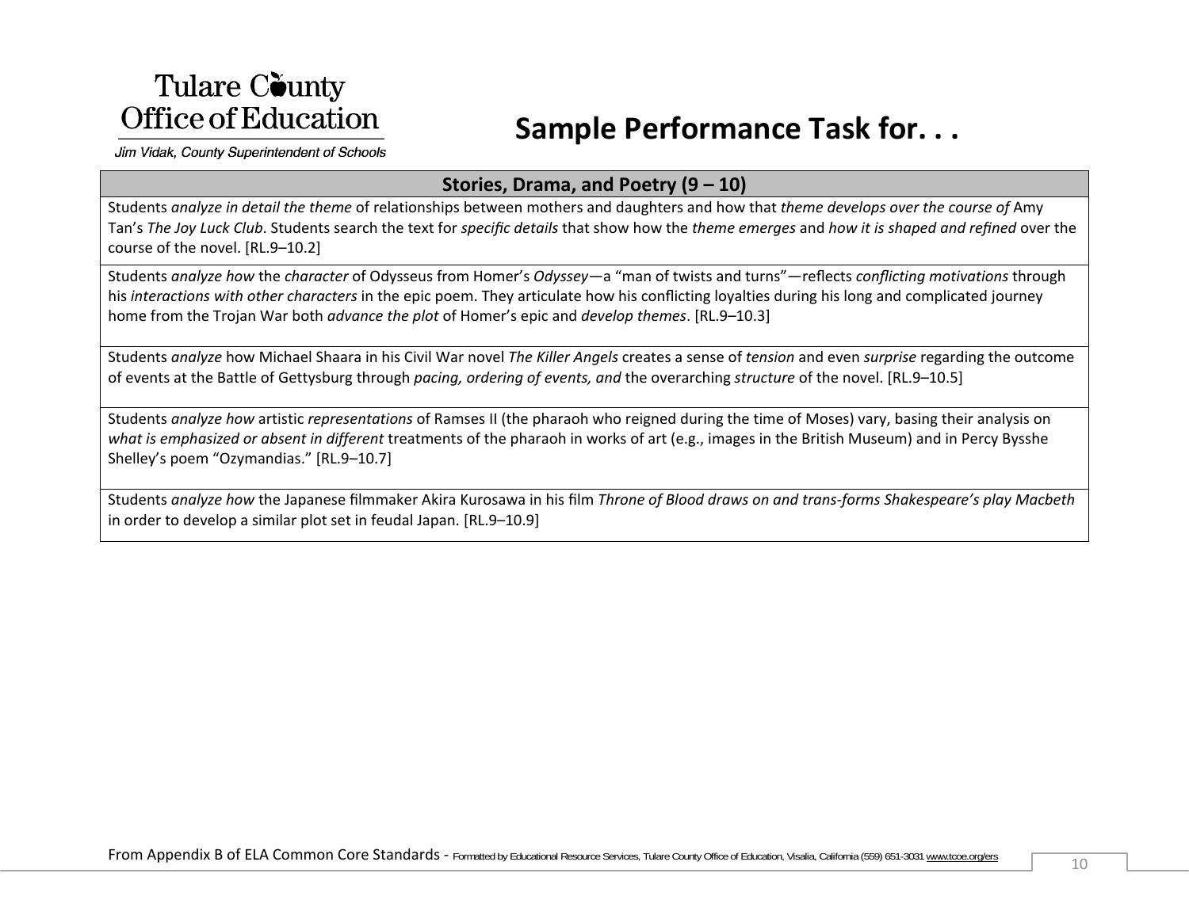Tulare County Office of Education

Jim Vidak, County Superintendent of Schools

# Sample Performance Task for. . .

| Stories, Drama, and Poetry (9 – 10) |
|---|
| Students *analyze in detail the theme* of relationships between mothers and daughters and how that *theme develops over the course of* Amy Tan's *The Joy Luck Club*. Students search the text for *specific details* that show how the *theme emerges* and *how it is shaped and refined* over the course of the novel. [RL.9–10.2] |
| Students *analyze how* the *character* of Odysseus from Homer's *Odyssey*—a "man of twists and turns"—reflects *conflicting motivations* through his *interactions with other characters* in the epic poem. They articulate how his conflicting loyalties during his long and complicated journey home from the Trojan War both *advance the plot* of Homer's epic and *develop themes*. [RL.9–10.3] |
| Students *analyze* how Michael Shaara in his Civil War novel *The Killer Angels* creates a sense of *tension* and even *surprise* regarding the outcome of events at the Battle of Gettysburg through *pacing, ordering of events, and* the overarching *structure* of the novel. [RL.9–10.5] |
| Students *analyze how* artistic *representations* of Ramses II (the pharaoh who reigned during the time of Moses) vary, basing their analysis on *what is emphasized or absent in different* treatments of the pharaoh in works of art (e.g., images in the British Museum) and in Percy Bysshe Shelley's poem "Ozymandias." [RL.9–10.7] |
| Students *analyze how* the Japanese filmmaker Akira Kurosawa in his film *Throne of Blood draws on and trans-forms Shakespeare's play Macbeth* in order to develop a similar plot set in feudal Japan. [RL.9–10.9] |

From Appendix B of ELA Common Core Standards - Formatted by Educational Resource Services, Tulare County Office of Education, Visalia, California (559) 651-3031 www.tcoe.org/ers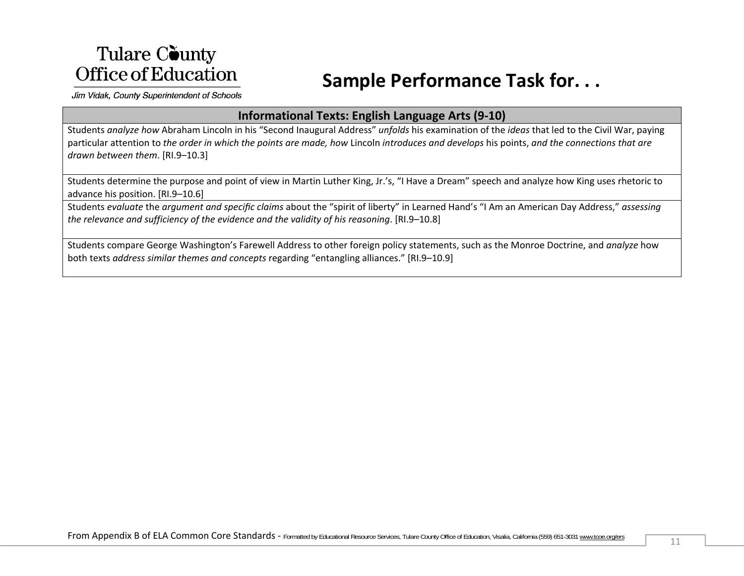# Sample Performance Task for. . .

| Informational Texts: English Language Arts (9-10) |
|---|
| Students *analyze how* Abraham Lincoln in his "Second Inaugural Address" *unfolds* his examination of the *ideas* that led to the Civil War, paying particular attention to *the order in which the points are made, how* Lincoln *introduces and develops* his points, *and the connections that are drawn between them*. [RI.9–10.3] |
| Students determine the purpose and point of view in Martin Luther King, Jr.'s, "I Have a Dream" speech and analyze how King uses rhetoric to advance his position. [RI.9–10.6] |
| Students *evaluate* the *argument and specific claims* about the "spirit of liberty" in Learned Hand's "I Am an American Day Address," *assessing the relevance and sufficiency of the evidence and the validity of his reasoning*. [RI.9–10.8] |
| Students compare George Washington's Farewell Address to other foreign policy statements, such as the Monroe Doctrine, and *analyze* how both texts *address similar themes and concepts* regarding "entangling alliances." [RI.9–10.9] |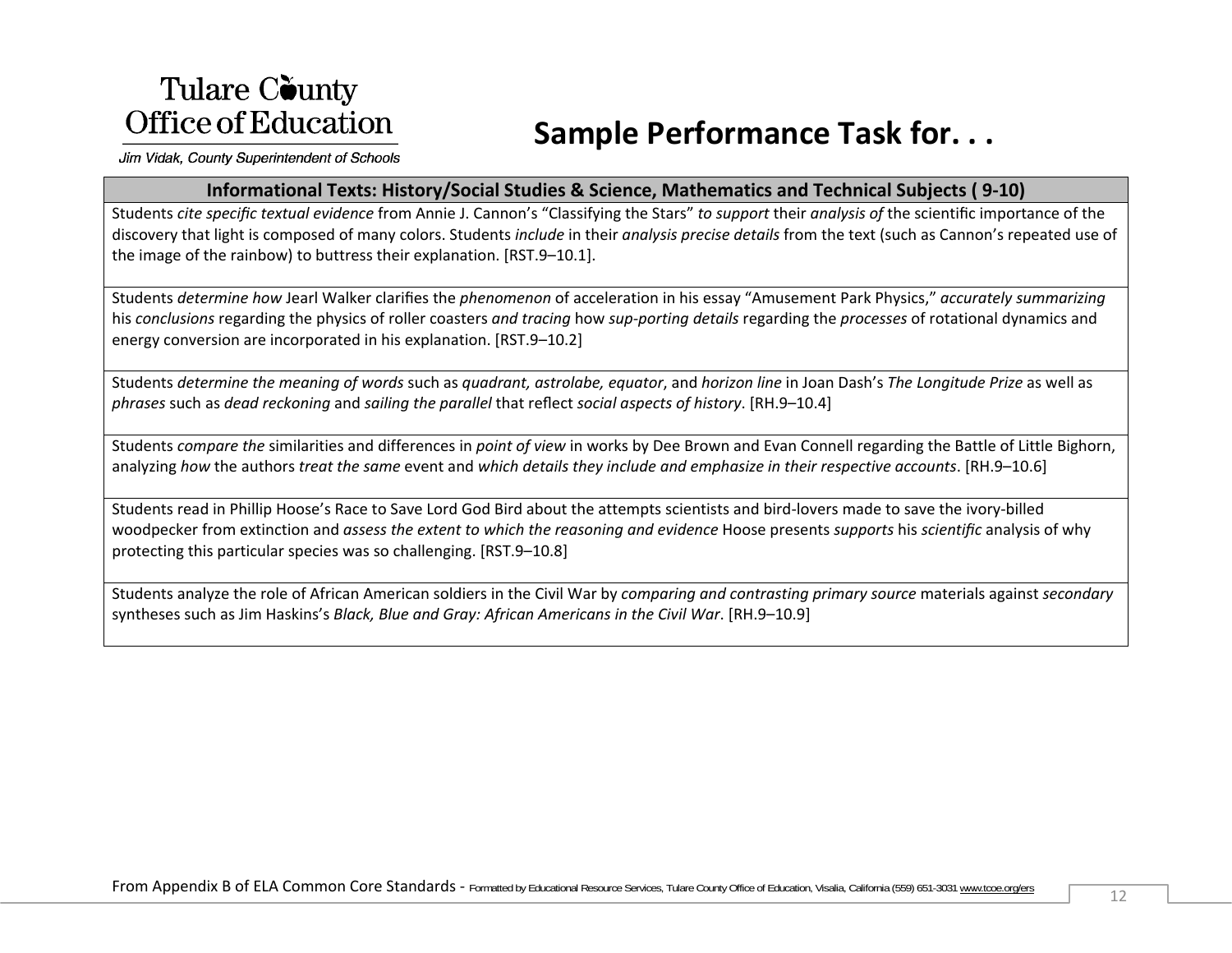Tulare County
Office of Education

*Jim Vidak, County Superintendent of Schools*

# Sample Performance Task for. . .

| Informational Texts: History/Social Studies & Science, Mathematics and Technical Subjects ( 9-10) |
|---|
| Students *cite specific textual evidence* from Annie J. Cannon's "Classifying the Stars" *to support* their *analysis of* the scientific importance of the discovery that light is composed of many colors. Students *include* in their *analysis precise details* from the text (such as Cannon's repeated use of the image of the rainbow) to buttress their explanation. [RST.9–10.1]. |
| Students *determine how* Jearl Walker clarifies the *phenomenon* of acceleration in his essay "Amusement Park Physics," *accurately summarizing* his *conclusions* regarding the physics of roller coasters *and tracing* how *sup-porting details* regarding the *processes* of rotational dynamics and energy conversion are incorporated in his explanation. [RST.9–10.2] |
| Students *determine the meaning of words* such as *quadrant, astrolabe, equator*, and *horizon line* in Joan Dash's *The Longitude Prize* as well as *phrases* such as *dead reckoning* and *sailing the parallel* that reflect *social aspects of history*. [RH.9–10.4] |
| Students *compare the* similarities and differences in *point of view* in works by Dee Brown and Evan Connell regarding the Battle of Little Bighorn, analyzing *how* the authors *treat the same* event and *which details they include and emphasize in their respective accounts*. [RH.9–10.6] |
| Students read in Phillip Hoose's Race to Save Lord God Bird about the attempts scientists and bird-lovers made to save the ivory-billed woodpecker from extinction and *assess the extent to which the reasoning and evidence* Hoose presents *supports* his *scientific* analysis of why protecting this particular species was so challenging. [RST.9–10.8] |
| Students analyze the role of African American soldiers in the Civil War by *comparing and contrasting primary source* materials against *secondary* syntheses such as Jim Haskins's *Black, Blue and Gray: African Americans in the Civil War*. [RH.9–10.9] |

From Appendix B of ELA Common Core Standards - Formatted by Educational Resource Services, Tulare County Office of Education, Visalia, California (559) 651-3031 www.tcoe.org/ers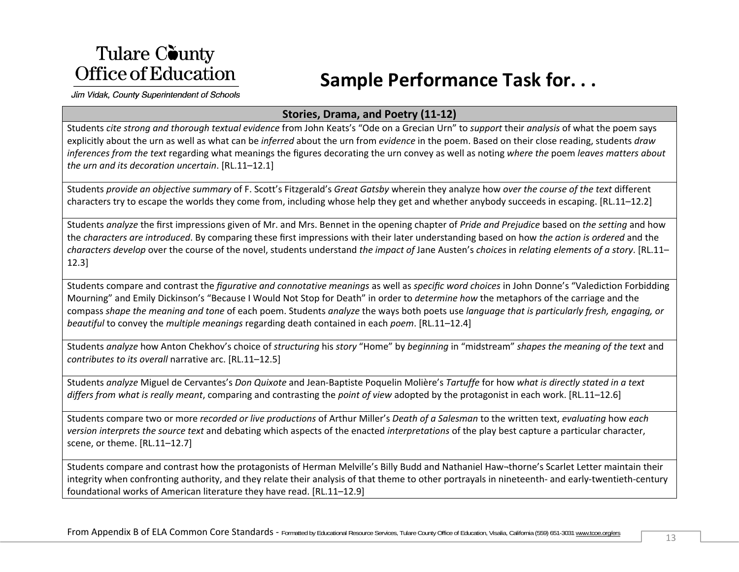Tulare County Office of Education

Jim Vidak, County Superintendent of Schools

# Sample Performance Task for. . .

| Stories, Drama, and Poetry (11-12) |
|---|
| Students *cite strong and thorough textual evidence* from John Keats's "Ode on a Grecian Urn" to *support* their *analysis* of what the poem says explicitly about the urn as well as what can be *inferred* about the urn from *evidence* in the poem. Based on their close reading, students *draw inferences from the text* regarding what meanings the figures decorating the urn convey as well as noting *where the* poem *leaves matters about the urn and its decoration uncertain*. [RL.11–12.1] |
| Students *provide an objective summary* of F. Scott's Fitzgerald's *Great Gatsby* wherein they analyze how *over the course of the text* different characters try to escape the worlds they come from, including whose help they get and whether anybody succeeds in escaping. [RL.11–12.2] |
| Students *analyze* the first impressions given of Mr. and Mrs. Bennet in the opening chapter of *Pride and Prejudice* based on *the setting* and how the *characters are introduced*. By comparing these first impressions with their later understanding based on how *the action is ordered* and the *characters develop* over the course of the novel, students understand *the impact of* Jane Austen's *choices* in *relating elements of a story*. [RL.11–12.3] |
| Students compare and contrast the *figurative and connotative meanings* as well as *specific word choices* in John Donne's "Valediction Forbidding Mourning" and Emily Dickinson's "Because I Would Not Stop for Death" in order to *determine how* the metaphors of the carriage and the compass *shape the meaning and tone* of each poem. Students *analyze* the ways both poets use *language that is particularly fresh, engaging, or beautiful* to convey the *multiple meanings* regarding death contained in each *poem*. [RL.11–12.4] |
| Students *analyze* how Anton Chekhov's choice of *structuring* his *story* "Home" by *beginning* in "midstream" *shapes the meaning of the text* and *contributes to its overall* narrative arc. [RL.11–12.5] |
| Students *analyze* Miguel de Cervantes's *Don Quixote* and Jean-Baptiste Poquelin Molière's *Tartuffe* for how *what is directly stated in a text differs from what is really meant*, comparing and contrasting the *point of view* adopted by the protagonist in each work. [RL.11–12.6] |
| Students compare two or more *recorded or live productions* of Arthur Miller's *Death of a Salesman* to the written text, *evaluating* how *each version interprets the source text* and debating which aspects of the enacted *interpretations* of the play best capture a particular character, scene, or theme. [RL.11–12.7] |
| Students compare and contrast how the protagonists of Herman Melville's Billy Budd and Nathaniel Haw¬thorne's Scarlet Letter maintain their integrity when confronting authority, and they relate their analysis of that theme to other portrayals in nineteenth- and early-twentieth-century foundational works of American literature they have read. [RL.11–12.9] |

From Appendix B of ELA Common Core Standards - Formatted by Educational Resource Services, Tulare County Office of Education, Visalia, California (559) 651-3031 www.tcoe.org/ers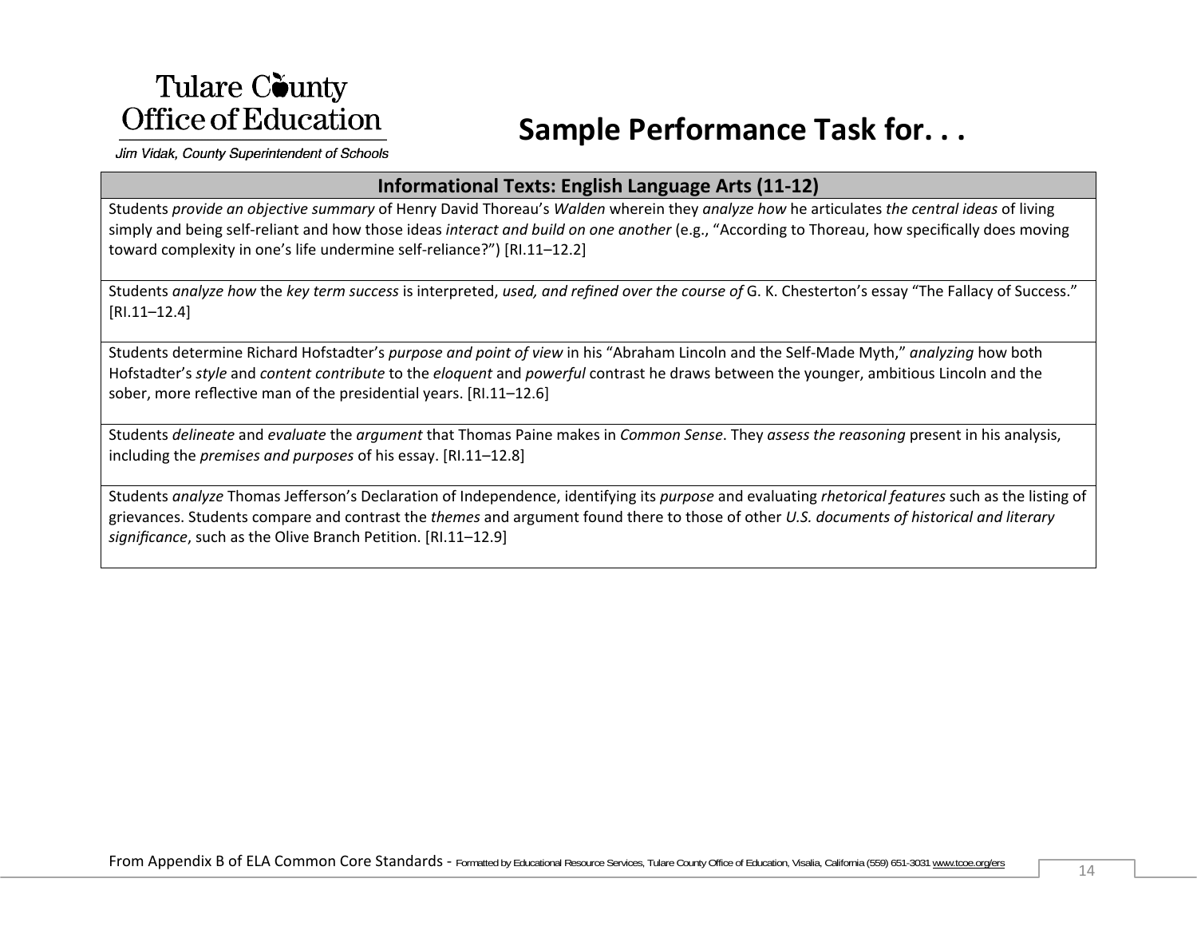Tulare County Office of Education

Jim Vidak, County Superintendent of Schools

# Sample Performance Task for. . .

| Informational Texts: English Language Arts (11-12) |
|---|
| Students *provide an objective summary* of Henry David Thoreau's *Walden* wherein they *analyze how* he articulates *the central ideas* of living simply and being self-reliant and how those ideas *interact and build on one another* (e.g., "According to Thoreau, how specifically does moving toward complexity in one's life undermine self-reliance?") [RI.11–12.2] |
| Students *analyze how* the *key term success* is interpreted, *used, and refined over the course of* G. K. Chesterton's essay "The Fallacy of Success." [RI.11–12.4] |
| Students determine Richard Hofstadter's *purpose and point of view* in his "Abraham Lincoln and the Self-Made Myth," *analyzing* how both Hofstadter's *style* and *content contribute* to the *eloquent* and *powerful* contrast he draws between the younger, ambitious Lincoln and the sober, more reflective man of the presidential years. [RI.11–12.6] |
| Students *delineate* and *evaluate* the *argument* that Thomas Paine makes in *Common Sense*. They *assess the reasoning* present in his analysis, including the *premises and purposes* of his essay. [RI.11–12.8] |
| Students *analyze* Thomas Jefferson's Declaration of Independence, identifying its *purpose* and evaluating *rhetorical features* such as the listing of grievances. Students compare and contrast the *themes* and argument found there to those of other *U.S. documents of historical and literary significance*, such as the Olive Branch Petition. [RI.11–12.9] |

From Appendix B of ELA Common Core Standards - Formatted by Educational Resource Services, Tulare County Office of Education, Visalia, California (559) 651-3031 www.tcoe.org/ers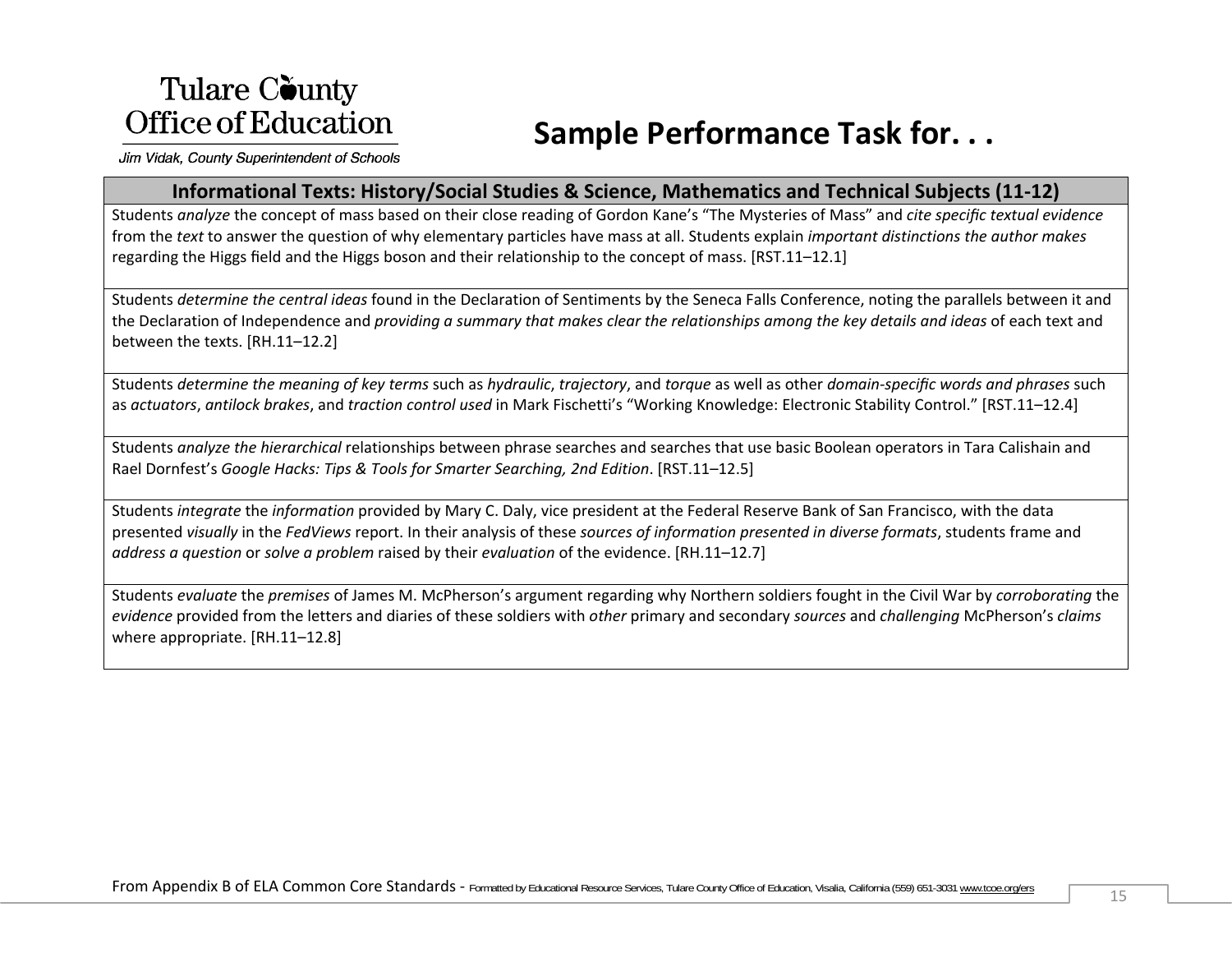Tulare County Office of Education

Jim Vidak, County Superintendent of Schools

# Sample Performance Task for. . .

| Informational Texts: History/Social Studies & Science, Mathematics and Technical Subjects (11-12) |
| --- |
| Students *analyze* the concept of mass based on their close reading of Gordon Kane's "The Mysteries of Mass" and *cite specific textual evidence* from the *text* to answer the question of why elementary particles have mass at all. Students explain *important distinctions the author makes* regarding the Higgs field and the Higgs boson and their relationship to the concept of mass. [RST.11–12.1] |
| Students *determine the central ideas* found in the Declaration of Sentiments by the Seneca Falls Conference, noting the parallels between it and the Declaration of Independence and *providing a summary that makes clear the relationships among the key details and ideas* of each text and between the texts. [RH.11–12.2] |
| Students *determine the meaning of key terms* such as *hydraulic*, *trajectory*, and *torque* as well as other *domain-specific words and phrases* such as *actuators*, *antilock brakes*, and *traction control used* in Mark Fischetti's "Working Knowledge: Electronic Stability Control." [RST.11–12.4] |
| Students *analyze the hierarchical* relationships between phrase searches and searches that use basic Boolean operators in Tara Calishain and Rael Dornfest's *Google Hacks: Tips & Tools for Smarter Searching, 2nd Edition*. [RST.11–12.5] |
| Students *integrate* the *information* provided by Mary C. Daly, vice president at the Federal Reserve Bank of San Francisco, with the data presented *visually* in the *FedViews* report. In their analysis of these *sources of information presented in diverse formats*, students frame and *address a question* or *solve a problem* raised by their *evaluation* of the evidence. [RH.11–12.7] |
| Students *evaluate* the *premises* of James M. McPherson's argument regarding why Northern soldiers fought in the Civil War by *corroborating* the *evidence* provided from the letters and diaries of these soldiers with *other* primary and secondary *sources* and *challenging* McPherson's *claims* where appropriate. [RH.11–12.8] |

From Appendix B of ELA Common Core Standards - Formatted by Educational Resource Services, Tulare County Office of Education, Visalia, California (559) 651-3031 www.tcoe.org/ers